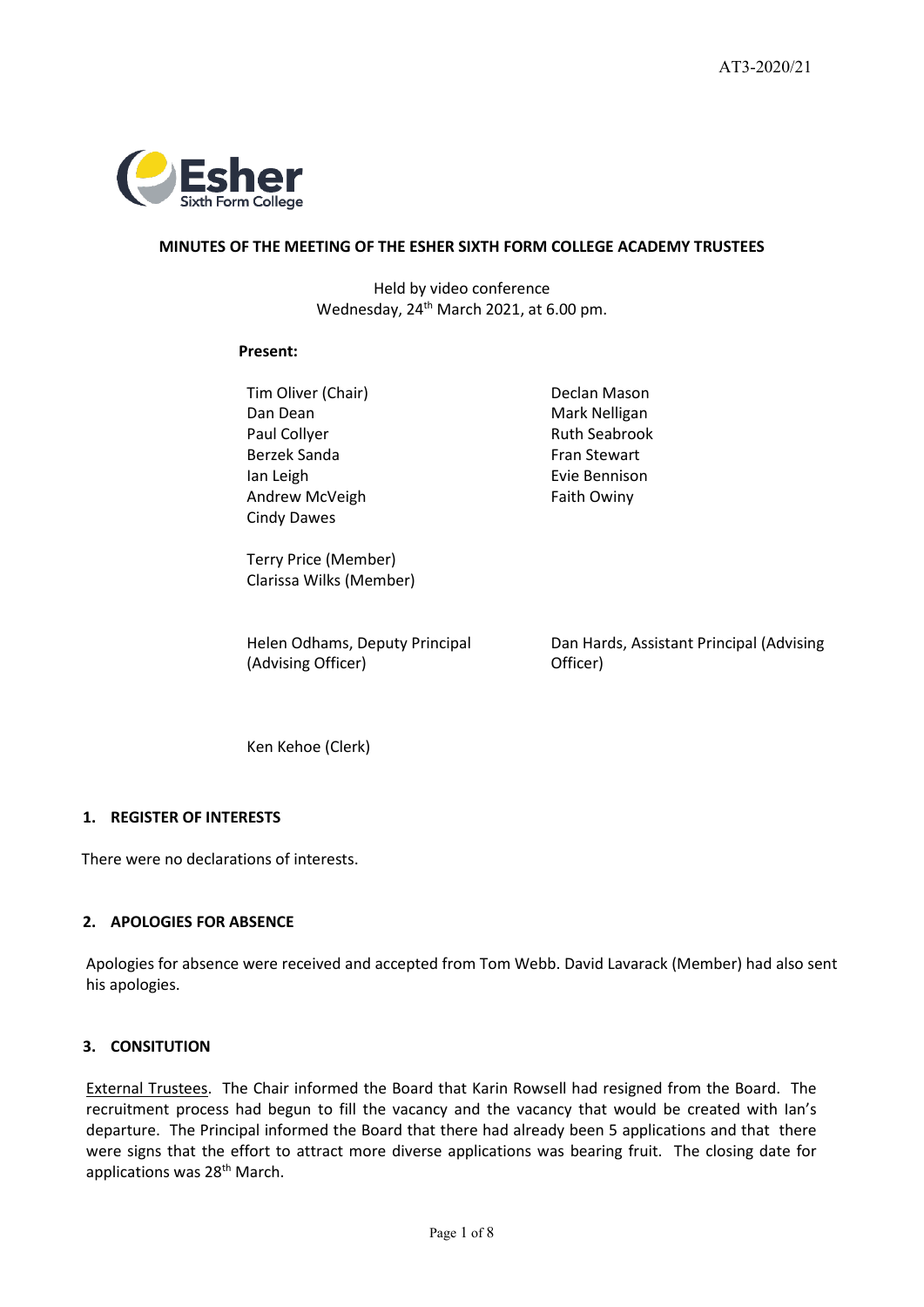AT3-2020/21

**MINUTES OF THE MEETING OF THE ESHER SIXTH FORM COLLEGE ACADEMY TRUSTEES**

Held by video conference
Wednesday, 24th March 2021, at 6.00 pm.

**Present:**

Tim Oliver (Chair)
Dan Dean
Paul Collyer
Berzek Sanda
Ian Leigh
Andrew McVeigh
Cindy Dawes
Declan Mason
Mark Nelligan
Ruth Seabrook
Fran Stewart
Evie Bennison
Faith Owiny

Terry Price (Member)
Clarissa Wilks (Member)

Helen Odhams, Deputy Principal (Advising Officer)
Dan Hards, Assistant Principal (Advising Officer)

Ken Kehoe (Clerk)

## 1. REGISTER OF INTERESTS

There were no declarations of interests.

## 2. APOLOGIES FOR ABSENCE

Apologies for absence were received and accepted from Tom Webb. David Lavarack (Member) had also sent his apologies.

## 3. CONSITUTION

External Trustees. The Chair informed the Board that Karin Rowsell had resigned from the Board. The recruitment process had begun to fill the vacancy and the vacancy that would be created with Ian's departure. The Principal informed the Board that there had already been 5 applications and that there were signs that the effort to attract more diverse applications was bearing fruit. The closing date for applications was 28th March.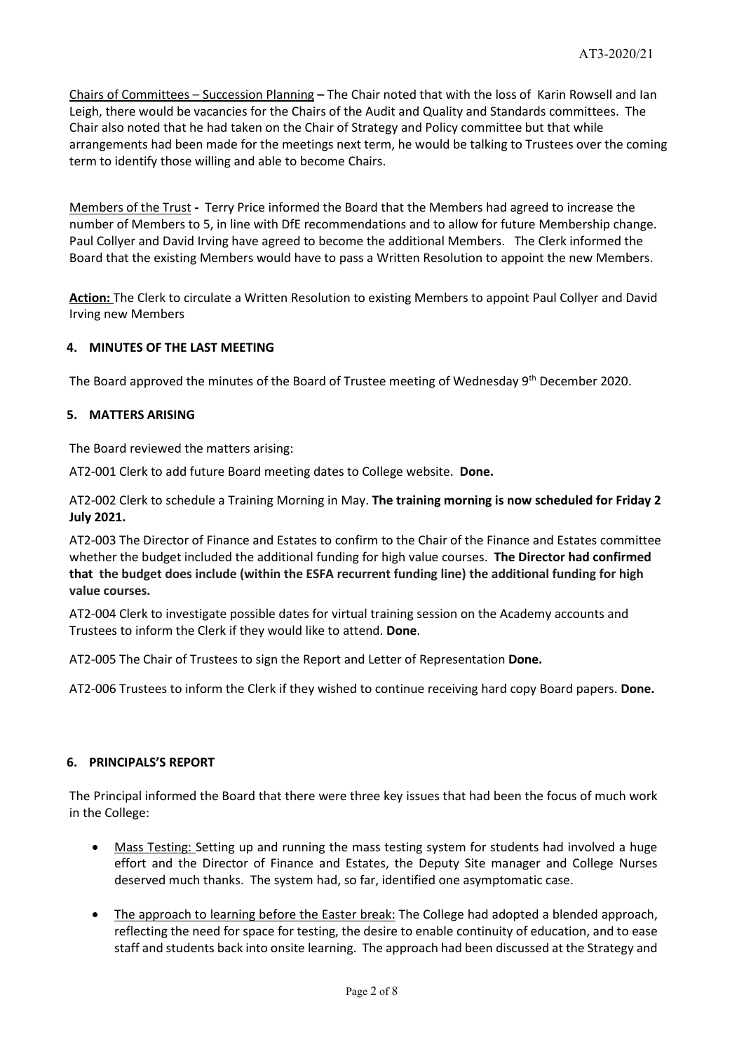Chairs of Committees – Succession Planning **–** The Chair noted that with the loss of Karin Rowsell and Ian Leigh, there would be vacancies for the Chairs of the Audit and Quality and Standards committees. The Chair also noted that he had taken on the Chair of Strategy and Policy committee but that while arrangements had been made for the meetings next term, he would be talking to Trustees over the coming term to identify those willing and able to become Chairs.

Members of the Trust **-** Terry Price informed the Board that the Members had agreed to increase the number of Members to 5, in line with DfE recommendations and to allow for future Membership change. Paul Collyer and David Irving have agreed to become the additional Members. The Clerk informed the Board that the existing Members would have to pass a Written Resolution to appoint the new Members.

**Action:** The Clerk to circulate a Written Resolution to existing Members to appoint Paul Collyer and David Irving new Members

## 4. MINUTES OF THE LAST MEETING

The Board approved the minutes of the Board of Trustee meeting of Wednesday 9th December 2020.

## 5. MATTERS ARISING

The Board reviewed the matters arising:

AT2-001 Clerk to add future Board meeting dates to College website. **Done.**

AT2-002 Clerk to schedule a Training Morning in May. **The training morning is now scheduled for Friday 2 July 2021.**

AT2-003 The Director of Finance and Estates to confirm to the Chair of the Finance and Estates committee whether the budget included the additional funding for high value courses. **The Director had confirmed that the budget does include (within the ESFA recurrent funding line) the additional funding for high value courses.**

AT2-004 Clerk to investigate possible dates for virtual training session on the Academy accounts and Trustees to inform the Clerk if they would like to attend. **Done**.

AT2-005 The Chair of Trustees to sign the Report and Letter of Representation **Done.**

AT2-006 Trustees to inform the Clerk if they wished to continue receiving hard copy Board papers. **Done.**

## 6. PRINCIPALS'S REPORT

The Principal informed the Board that there were three key issues that had been the focus of much work in the College:

- Mass Testing: Setting up and running the mass testing system for students had involved a huge effort and the Director of Finance and Estates, the Deputy Site manager and College Nurses deserved much thanks. The system had, so far, identified one asymptomatic case.
- The approach to learning before the Easter break: The College had adopted a blended approach, reflecting the need for space for testing, the desire to enable continuity of education, and to ease staff and students back into onsite learning. The approach had been discussed at the Strategy and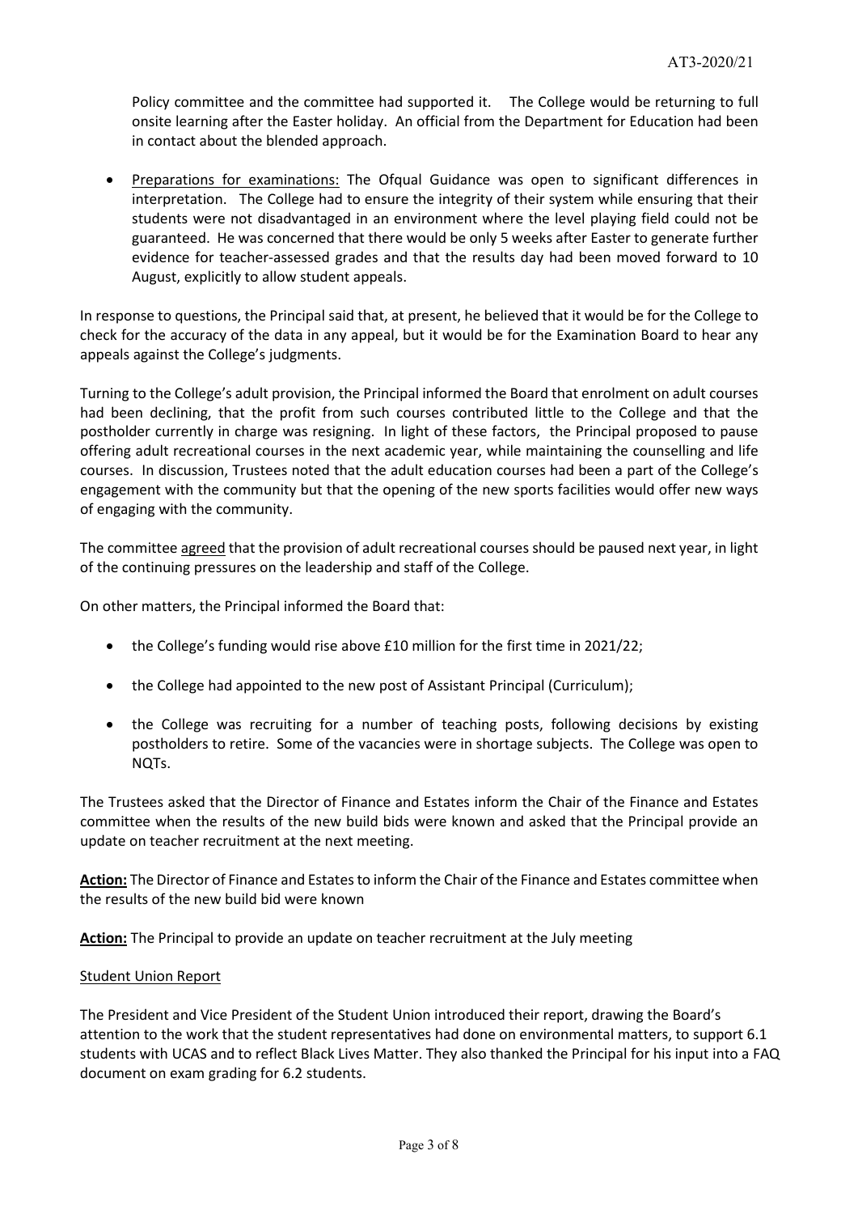Policy committee and the committee had supported it. The College would be returning to full onsite learning after the Easter holiday. An official from the Department for Education had been in contact about the blended approach.

- Preparations for examinations: The Ofqual Guidance was open to significant differences in interpretation. The College had to ensure the integrity of their system while ensuring that their students were not disadvantaged in an environment where the level playing field could not be guaranteed. He was concerned that there would be only 5 weeks after Easter to generate further evidence for teacher-assessed grades and that the results day had been moved forward to 10 August, explicitly to allow student appeals.

In response to questions, the Principal said that, at present, he believed that it would be for the College to check for the accuracy of the data in any appeal, but it would be for the Examination Board to hear any appeals against the College's judgments.

Turning to the College's adult provision, the Principal informed the Board that enrolment on adult courses had been declining, that the profit from such courses contributed little to the College and that the postholder currently in charge was resigning. In light of these factors, the Principal proposed to pause offering adult recreational courses in the next academic year, while maintaining the counselling and life courses. In discussion, Trustees noted that the adult education courses had been a part of the College's engagement with the community but that the opening of the new sports facilities would offer new ways of engaging with the community.

The committee agreed that the provision of adult recreational courses should be paused next year, in light of the continuing pressures on the leadership and staff of the College.

On other matters, the Principal informed the Board that:

- the College's funding would rise above £10 million for the first time in 2021/22;
- the College had appointed to the new post of Assistant Principal (Curriculum);
- the College was recruiting for a number of teaching posts, following decisions by existing postholders to retire. Some of the vacancies were in shortage subjects. The College was open to NQTs.

The Trustees asked that the Director of Finance and Estates inform the Chair of the Finance and Estates committee when the results of the new build bids were known and asked that the Principal provide an update on teacher recruitment at the next meeting.

**Action:** The Director of Finance and Estates to inform the Chair of the Finance and Estates committee when the results of the new build bid were known

**Action:** The Principal to provide an update on teacher recruitment at the July meeting

Student Union Report

The President and Vice President of the Student Union introduced their report, drawing the Board's attention to the work that the student representatives had done on environmental matters, to support 6.1 students with UCAS and to reflect Black Lives Matter. They also thanked the Principal for his input into a FAQ document on exam grading for 6.2 students.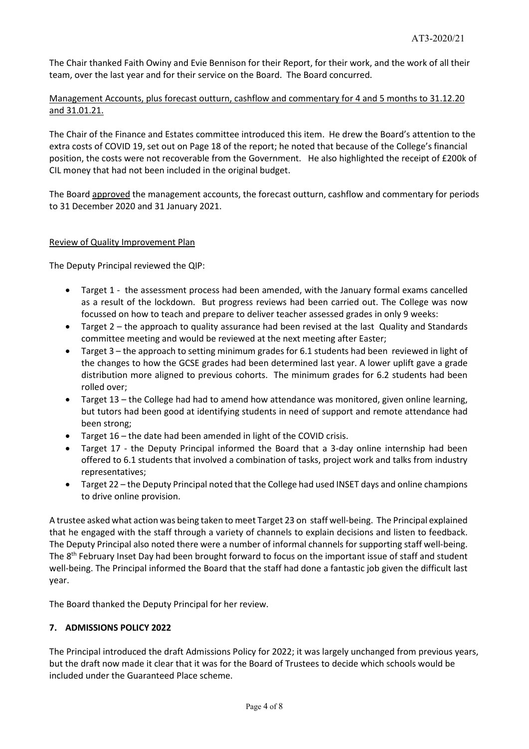The Chair thanked Faith Owiny and Evie Bennison for their Report, for their work, and the work of all their team, over the last year and for their service on the Board. The Board concurred.

Management Accounts, plus forecast outturn, cashflow and commentary for 4 and 5 months to 31.12.20 and 31.01.21.

The Chair of the Finance and Estates committee introduced this item. He drew the Board's attention to the extra costs of COVID 19, set out on Page 18 of the report; he noted that because of the College's financial position, the costs were not recoverable from the Government. He also highlighted the receipt of £200k of CIL money that had not been included in the original budget.

The Board approved the management accounts, the forecast outturn, cashflow and commentary for periods to 31 December 2020 and 31 January 2021.

Review of Quality Improvement Plan

The Deputy Principal reviewed the QIP:

- Target 1 - the assessment process had been amended, with the January formal exams cancelled as a result of the lockdown. But progress reviews had been carried out. The College was now focussed on how to teach and prepare to deliver teacher assessed grades in only 9 weeks:
- Target 2 – the approach to quality assurance had been revised at the last Quality and Standards committee meeting and would be reviewed at the next meeting after Easter;
- Target 3 – the approach to setting minimum grades for 6.1 students had been reviewed in light of the changes to how the GCSE grades had been determined last year. A lower uplift gave a grade distribution more aligned to previous cohorts. The minimum grades for 6.2 students had been rolled over;
- Target 13 – the College had had to amend how attendance was monitored, given online learning, but tutors had been good at identifying students in need of support and remote attendance had been strong;
- Target 16 – the date had been amended in light of the COVID crisis.
- Target 17 - the Deputy Principal informed the Board that a 3-day online internship had been offered to 6.1 students that involved a combination of tasks, project work and talks from industry representatives;
- Target 22 – the Deputy Principal noted that the College had used INSET days and online champions to drive online provision.

A trustee asked what action was being taken to meet Target 23 on staff well-being. The Principal explained that he engaged with the staff through a variety of channels to explain decisions and listen to feedback. The Deputy Principal also noted there were a number of informal channels for supporting staff well-being. The 8th February Inset Day had been brought forward to focus on the important issue of staff and student well-being. The Principal informed the Board that the staff had done a fantastic job given the difficult last year.

The Board thanked the Deputy Principal for her review.

## 7. ADMISSIONS POLICY 2022

The Principal introduced the draft Admissions Policy for 2022; it was largely unchanged from previous years, but the draft now made it clear that it was for the Board of Trustees to decide which schools would be included under the Guaranteed Place scheme.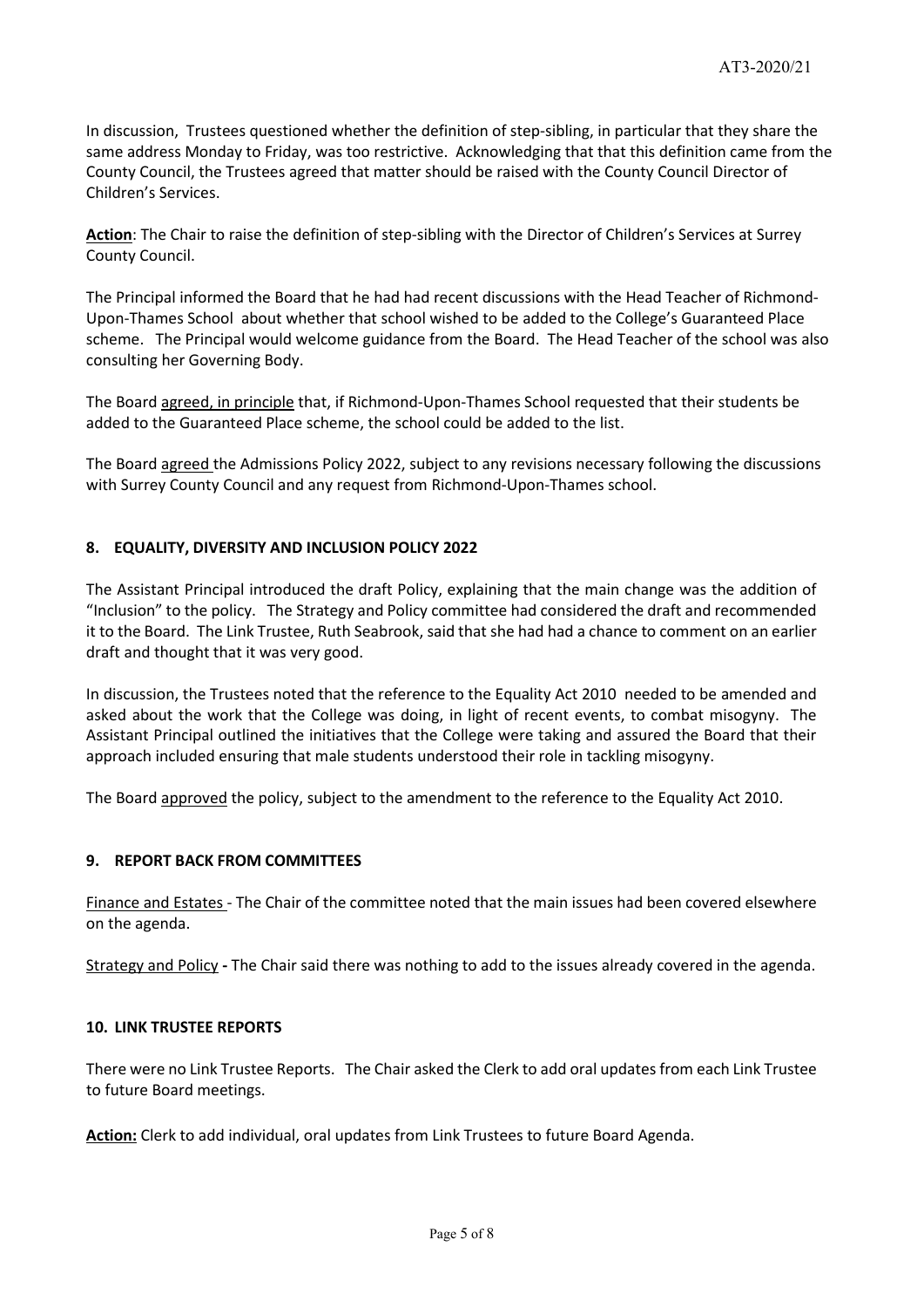In discussion, Trustees questioned whether the definition of step-sibling, in particular that they share the same address Monday to Friday, was too restrictive. Acknowledging that that this definition came from the County Council, the Trustees agreed that matter should be raised with the County Council Director of Children's Services.

**Action**: The Chair to raise the definition of step-sibling with the Director of Children's Services at Surrey County Council.

The Principal informed the Board that he had had recent discussions with the Head Teacher of Richmond-Upon-Thames School about whether that school wished to be added to the College's Guaranteed Place scheme. The Principal would welcome guidance from the Board. The Head Teacher of the school was also consulting her Governing Body.

The Board agreed, in principle that, if Richmond-Upon-Thames School requested that their students be added to the Guaranteed Place scheme, the school could be added to the list.

The Board agreed the Admissions Policy 2022, subject to any revisions necessary following the discussions with Surrey County Council and any request from Richmond-Upon-Thames school.

## 8. EQUALITY, DIVERSITY AND INCLUSION POLICY 2022

The Assistant Principal introduced the draft Policy, explaining that the main change was the addition of "Inclusion" to the policy. The Strategy and Policy committee had considered the draft and recommended it to the Board. The Link Trustee, Ruth Seabrook, said that she had had a chance to comment on an earlier draft and thought that it was very good.

In discussion, the Trustees noted that the reference to the Equality Act 2010 needed to be amended and asked about the work that the College was doing, in light of recent events, to combat misogyny. The Assistant Principal outlined the initiatives that the College were taking and assured the Board that their approach included ensuring that male students understood their role in tackling misogyny.

The Board approved the policy, subject to the amendment to the reference to the Equality Act 2010.

## 9. REPORT BACK FROM COMMITTEES

Finance and Estates - The Chair of the committee noted that the main issues had been covered elsewhere on the agenda.

Strategy and Policy **-** The Chair said there was nothing to add to the issues already covered in the agenda.

## 10. LINK TRUSTEE REPORTS

There were no Link Trustee Reports. The Chair asked the Clerk to add oral updates from each Link Trustee to future Board meetings.

**Action:** Clerk to add individual, oral updates from Link Trustees to future Board Agenda.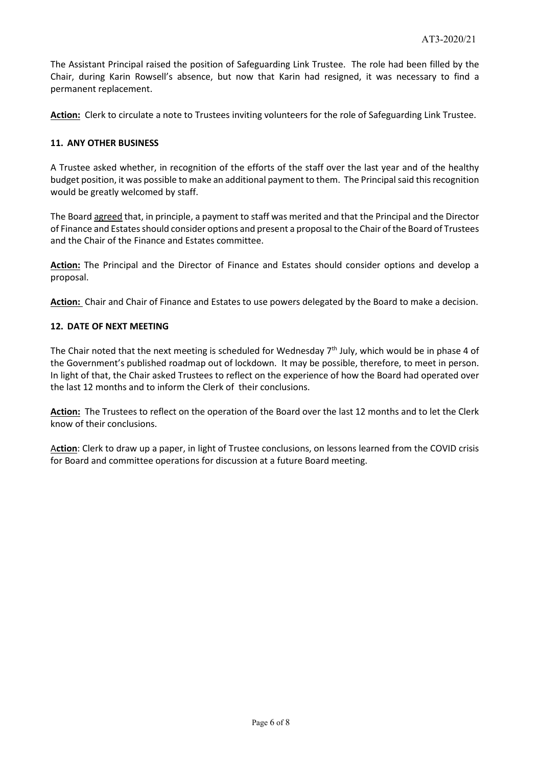The Assistant Principal raised the position of Safeguarding Link Trustee. The role had been filled by the Chair, during Karin Rowsell's absence, but now that Karin had resigned, it was necessary to find a permanent replacement.

**Action:** Clerk to circulate a note to Trustees inviting volunteers for the role of Safeguarding Link Trustee.

### 11. ANY OTHER BUSINESS

A Trustee asked whether, in recognition of the efforts of the staff over the last year and of the healthy budget position, it was possible to make an additional payment to them. The Principal said this recognition would be greatly welcomed by staff.

The Board agreed that, in principle, a payment to staff was merited and that the Principal and the Director of Finance and Estates should consider options and present a proposal to the Chair of the Board of Trustees and the Chair of the Finance and Estates committee.

**Action:** The Principal and the Director of Finance and Estates should consider options and develop a proposal.

**Action:** Chair and Chair of Finance and Estates to use powers delegated by the Board to make a decision.

### 12. DATE OF NEXT MEETING

The Chair noted that the next meeting is scheduled for Wednesday 7th July, which would be in phase 4 of the Government's published roadmap out of lockdown. It may be possible, therefore, to meet in person. In light of that, the Chair asked Trustees to reflect on the experience of how the Board had operated over the last 12 months and to inform the Clerk of their conclusions.

**Action:** The Trustees to reflect on the operation of the Board over the last 12 months and to let the Clerk know of their conclusions.

**Action**: Clerk to draw up a paper, in light of Trustee conclusions, on lessons learned from the COVID crisis for Board and committee operations for discussion at a future Board meeting.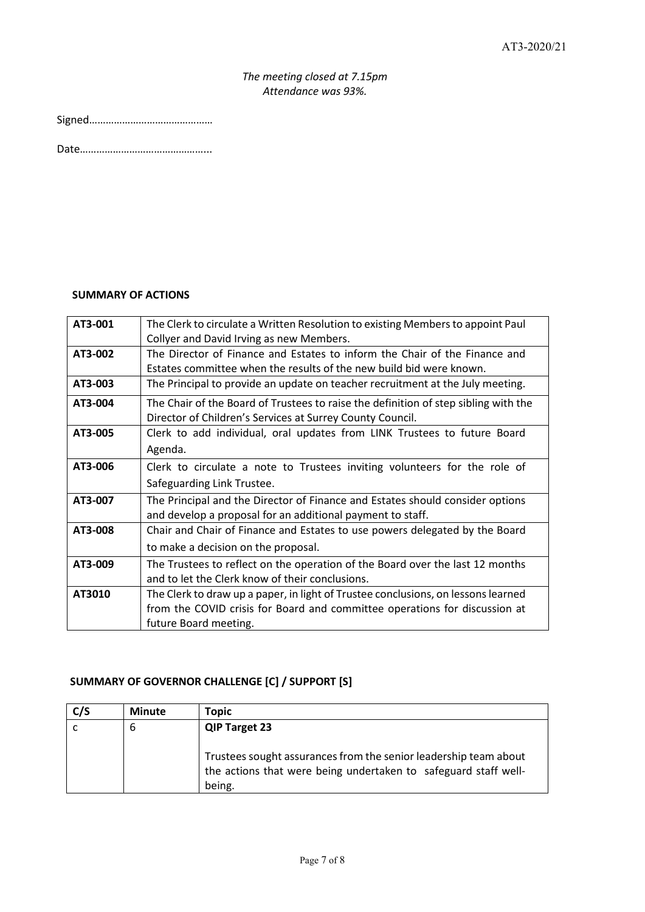*The meeting closed at 7.15pm*
*Attendance was 93%.*

Signed………………………………………

Date………………………………………..

**SUMMARY OF ACTIONS**

| | |
|---|---|
| **AT3-001** | The Clerk to circulate a Written Resolution to existing Members to appoint Paul Collyer and David Irving as new Members. |
| **AT3-002** | The Director of Finance and Estates to inform the Chair of the Finance and Estates committee when the results of the new build bid were known. |
| **AT3-003** | The Principal to provide an update on teacher recruitment at the July meeting. |
| **AT3-004** | The Chair of the Board of Trustees to raise the definition of step sibling with the Director of Children's Services at Surrey County Council. |
| **AT3-005** | Clerk to add individual, oral updates from LINK Trustees to future Board Agenda. |
| **AT3-006** | Clerk to circulate a note to Trustees inviting volunteers for the role of Safeguarding Link Trustee. |
| **AT3-007** | The Principal and the Director of Finance and Estates should consider options and develop a proposal for an additional payment to staff. |
| **AT3-008** | Chair and Chair of Finance and Estates to use powers delegated by the Board to make a decision on the proposal. |
| **AT3-009** | The Trustees to reflect on the operation of the Board over the last 12 months and to let the Clerk know of their conclusions. |
| **AT3010** | The Clerk to draw up a paper, in light of Trustee conclusions, on lessons learned from the COVID crisis for Board and committee operations for discussion at future Board meeting. |

**SUMMARY OF GOVERNOR CHALLENGE [C] / SUPPORT [S]**

| C/S | Minute | Topic |
|---|---|---|
| c | 6 | **QIP Target 23**<br><br>Trustees sought assurances from the senior leadership team about the actions that were being undertaken to safeguard staff well-being. |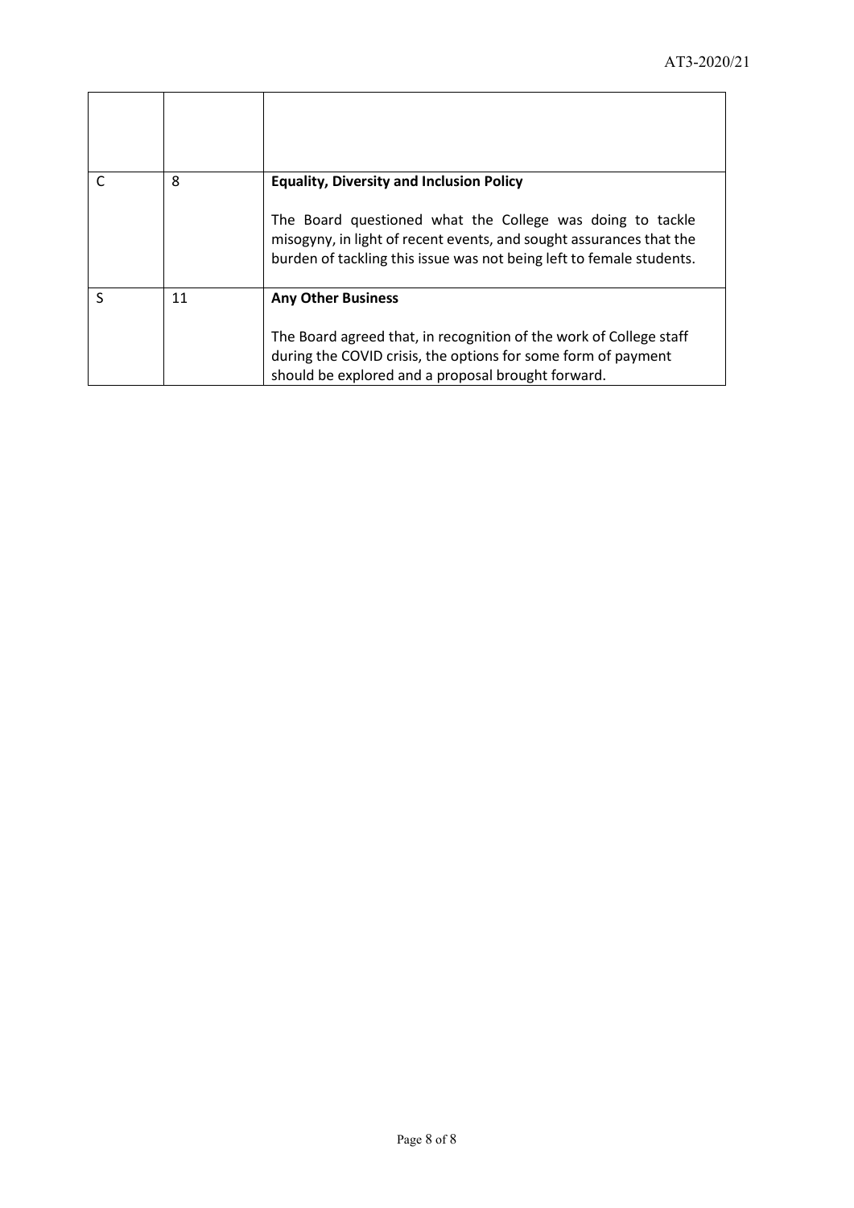| | | |
|---|---|---|
| | | |
| C | 8 | **Equality, Diversity and Inclusion Policy**<br><br>The Board questioned what the College was doing to tackle misogyny, in light of recent events, and sought assurances that the burden of tackling this issue was not being left to female students. |
| S | 11 | **Any Other Business**<br><br>The Board agreed that, in recognition of the work of College staff during the COVID crisis, the options for some form of payment should be explored and a proposal brought forward. |